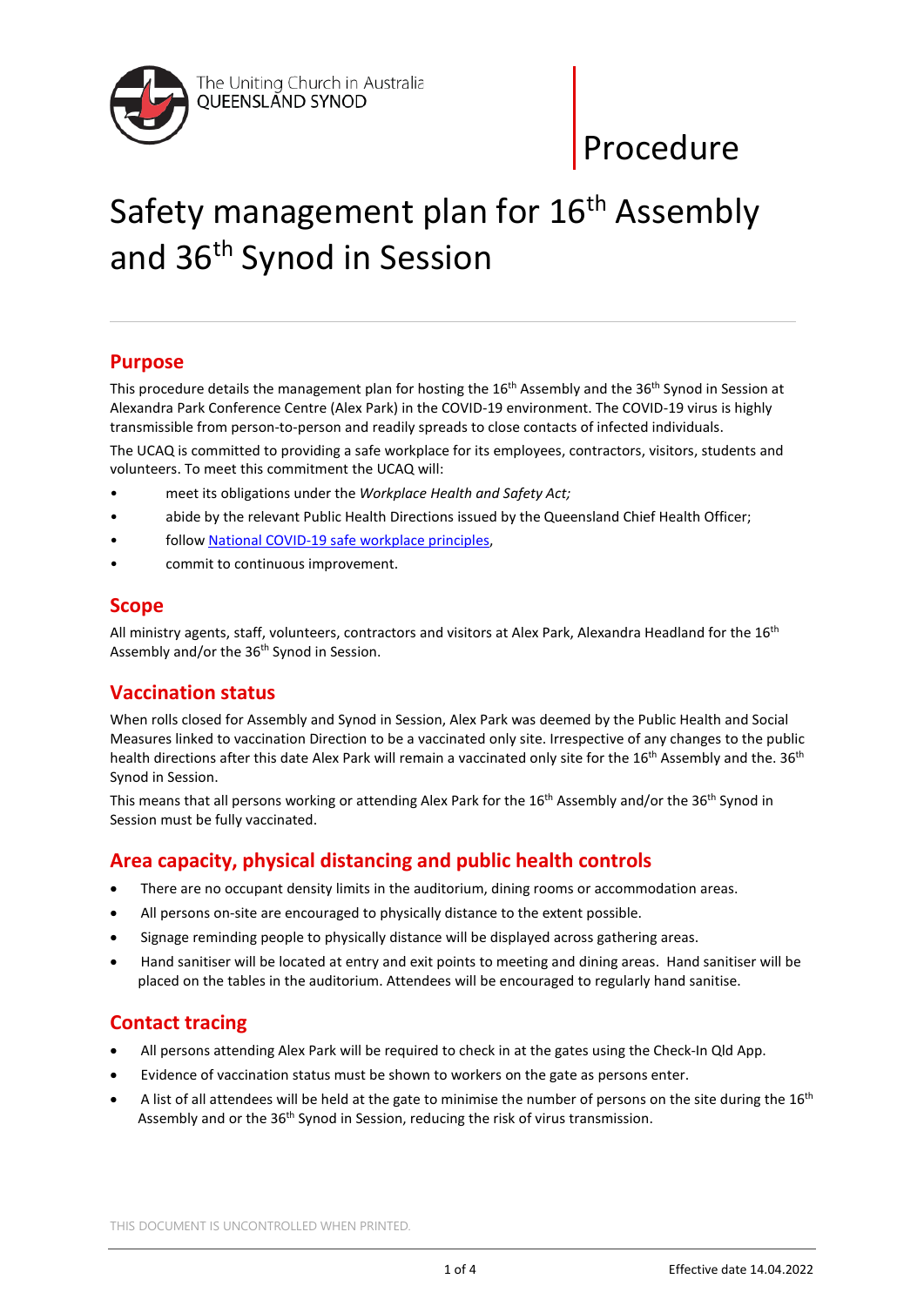The Uniting Church in Australia
QUEENSLAND SYNOD

Procedure

# Safety management plan for 16th Assembly and 36th Synod in Session

## Purpose

This procedure details the management plan for hosting the 16th Assembly and the 36th Synod in Session at Alexandra Park Conference Centre (Alex Park) in the COVID-19 environment. The COVID-19 virus is highly transmissible from person-to-person and readily spreads to close contacts of infected individuals.

The UCAQ is committed to providing a safe workplace for its employees, contractors, visitors, students and volunteers. To meet this commitment the UCAQ will:

- meet its obligations under the *Workplace Health and Safety Act;*
- abide by the relevant Public Health Directions issued by the Queensland Chief Health Officer;
- follow National COVID-19 safe workplace principles,
- commit to continuous improvement.

## Scope

All ministry agents, staff, volunteers, contractors and visitors at Alex Park, Alexandra Headland for the 16th Assembly and/or the 36th Synod in Session.

## Vaccination status

When rolls closed for Assembly and Synod in Session, Alex Park was deemed by the Public Health and Social Measures linked to vaccination Direction to be a vaccinated only site. Irrespective of any changes to the public health directions after this date Alex Park will remain a vaccinated only site for the 16th Assembly and the. 36th Synod in Session.

This means that all persons working or attending Alex Park for the 16th Assembly and/or the 36th Synod in Session must be fully vaccinated.

## Area capacity, physical distancing and public health controls

- There are no occupant density limits in the auditorium, dining rooms or accommodation areas.
- All persons on-site are encouraged to physically distance to the extent possible.
- Signage reminding people to physically distance will be displayed across gathering areas.
- Hand sanitiser will be located at entry and exit points to meeting and dining areas. Hand sanitiser will be placed on the tables in the auditorium. Attendees will be encouraged to regularly hand sanitise.

## Contact tracing

- All persons attending Alex Park will be required to check in at the gates using the Check-In Qld App.
- Evidence of vaccination status must be shown to workers on the gate as persons enter.
- A list of all attendees will be held at the gate to minimise the number of persons on the site during the 16th Assembly and or the 36th Synod in Session, reducing the risk of virus transmission.

THIS DOCUMENT IS UNCONTROLLED WHEN PRINTED.

Effective date 14.04.2022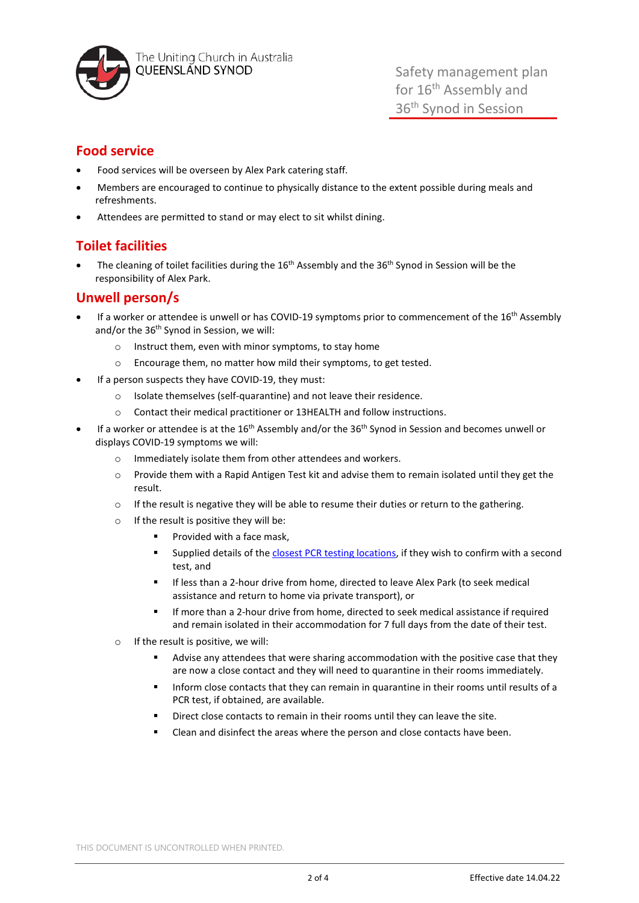## Food service

- Food services will be overseen by Alex Park catering staff.
- Members are encouraged to continue to physically distance to the extent possible during meals and refreshments.
- Attendees are permitted to stand or may elect to sit whilst dining.

## Toilet facilities

- The cleaning of toilet facilities during the 16th Assembly and the 36th Synod in Session will be the responsibility of Alex Park.

## Unwell person/s

- If a worker or attendee is unwell or has COVID-19 symptoms prior to commencement of the 16th Assembly and/or the 36th Synod in Session, we will:
    - Instruct them, even with minor symptoms, to stay home
    - Encourage them, no matter how mild their symptoms, to get tested.
- If a person suspects they have COVID-19, they must:
    - Isolate themselves (self-quarantine) and not leave their residence.
    - Contact their medical practitioner or 13HEALTH and follow instructions.
- If a worker or attendee is at the 16th Assembly and/or the 36th Synod in Session and becomes unwell or displays COVID-19 symptoms we will:
    - Immediately isolate them from other attendees and workers.
    - Provide them with a Rapid Antigen Test kit and advise them to remain isolated until they get the result.
    - If the result is negative they will be able to resume their duties or return to the gathering.
    - If the result is positive they will be:
        - Provided with a face mask,
        - Supplied details of the [closest PCR testing locations](), if they wish to confirm with a second test, and
        - If less than a 2-hour drive from home, directed to leave Alex Park (to seek medical assistance and return to home via private transport), or
        - If more than a 2-hour drive from home, directed to seek medical assistance if required and remain isolated in their accommodation for 7 full days from the date of their test.
    - If the result is positive, we will:
        - Advise any attendees that were sharing accommodation with the positive case that they are now a close contact and they will need to quarantine in their rooms immediately.
        - Inform close contacts that they can remain in quarantine in their rooms until results of a PCR test, if obtained, are available.
        - Direct close contacts to remain in their rooms until they can leave the site.
        - Clean and disinfect the areas where the person and close contacts have been.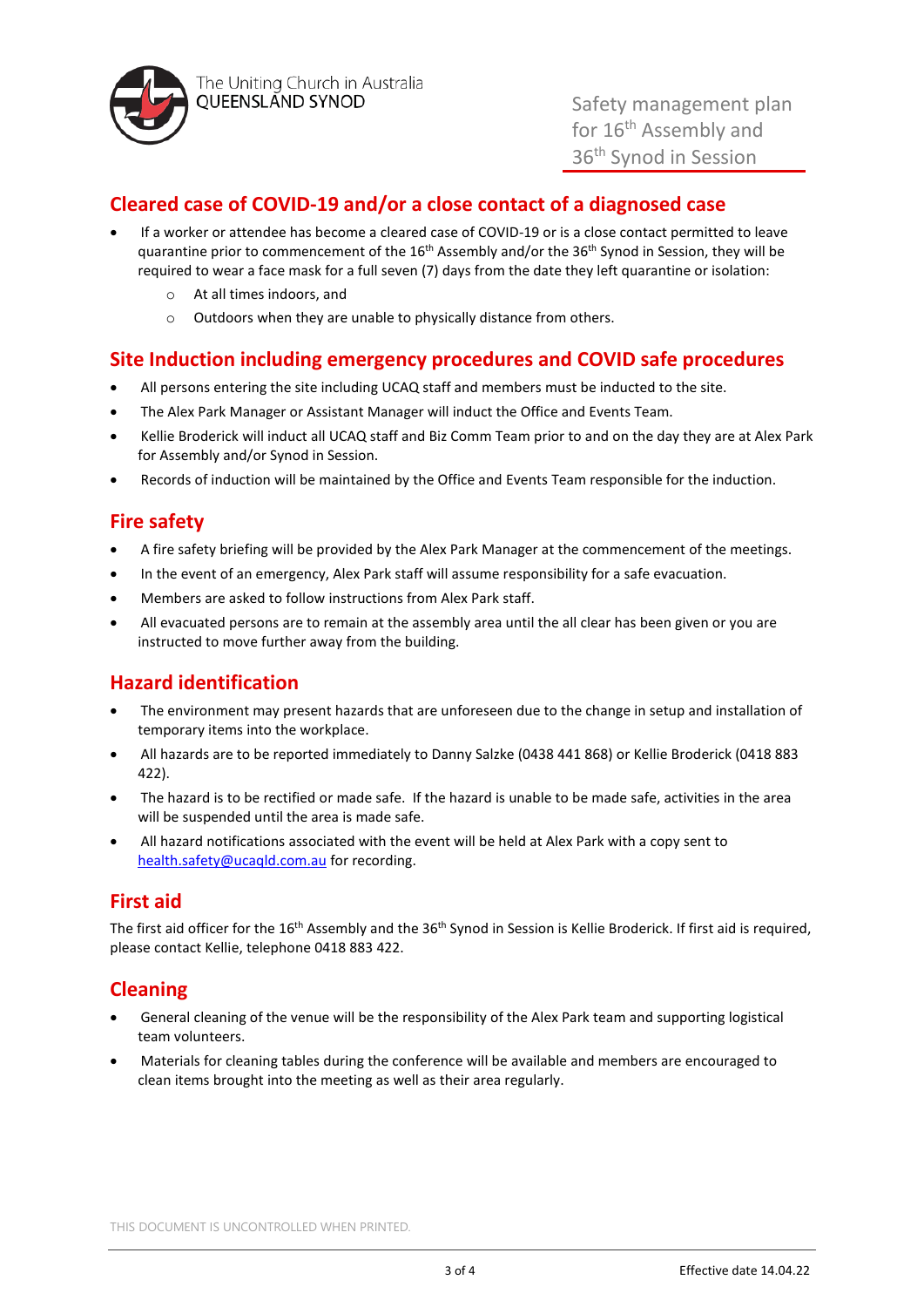## Cleared case of COVID-19 and/or a close contact of a diagnosed case

- If a worker or attendee has become a cleared case of COVID-19 or is a close contact permitted to leave quarantine prior to commencement of the 16th Assembly and/or the 36th Synod in Session, they will be required to wear a face mask for a full seven (7) days from the date they left quarantine or isolation:
  - At all times indoors, and
  - Outdoors when they are unable to physically distance from others.

## Site Induction including emergency procedures and COVID safe procedures

- All persons entering the site including UCAQ staff and members must be inducted to the site.
- The Alex Park Manager or Assistant Manager will induct the Office and Events Team.
- Kellie Broderick will induct all UCAQ staff and Biz Comm Team prior to and on the day they are at Alex Park for Assembly and/or Synod in Session.
- Records of induction will be maintained by the Office and Events Team responsible for the induction.

## Fire safety

- A fire safety briefing will be provided by the Alex Park Manager at the commencement of the meetings.
- In the event of an emergency, Alex Park staff will assume responsibility for a safe evacuation.
- Members are asked to follow instructions from Alex Park staff.
- All evacuated persons are to remain at the assembly area until the all clear has been given or you are instructed to move further away from the building.

## Hazard identification

- The environment may present hazards that are unforeseen due to the change in setup and installation of temporary items into the workplace.
- All hazards are to be reported immediately to Danny Salzke (0438 441 868) or Kellie Broderick (0418 883 422).
- The hazard is to be rectified or made safe. If the hazard is unable to be made safe, activities in the area will be suspended until the area is made safe.
- All hazard notifications associated with the event will be held at Alex Park with a copy sent to health.safety@ucaqld.com.au for recording.

## First aid

The first aid officer for the 16th Assembly and the 36th Synod in Session is Kellie Broderick. If first aid is required, please contact Kellie, telephone 0418 883 422.

## Cleaning

- General cleaning of the venue will be the responsibility of the Alex Park team and supporting logistical team volunteers.
- Materials for cleaning tables during the conference will be available and members are encouraged to clean items brought into the meeting as well as their area regularly.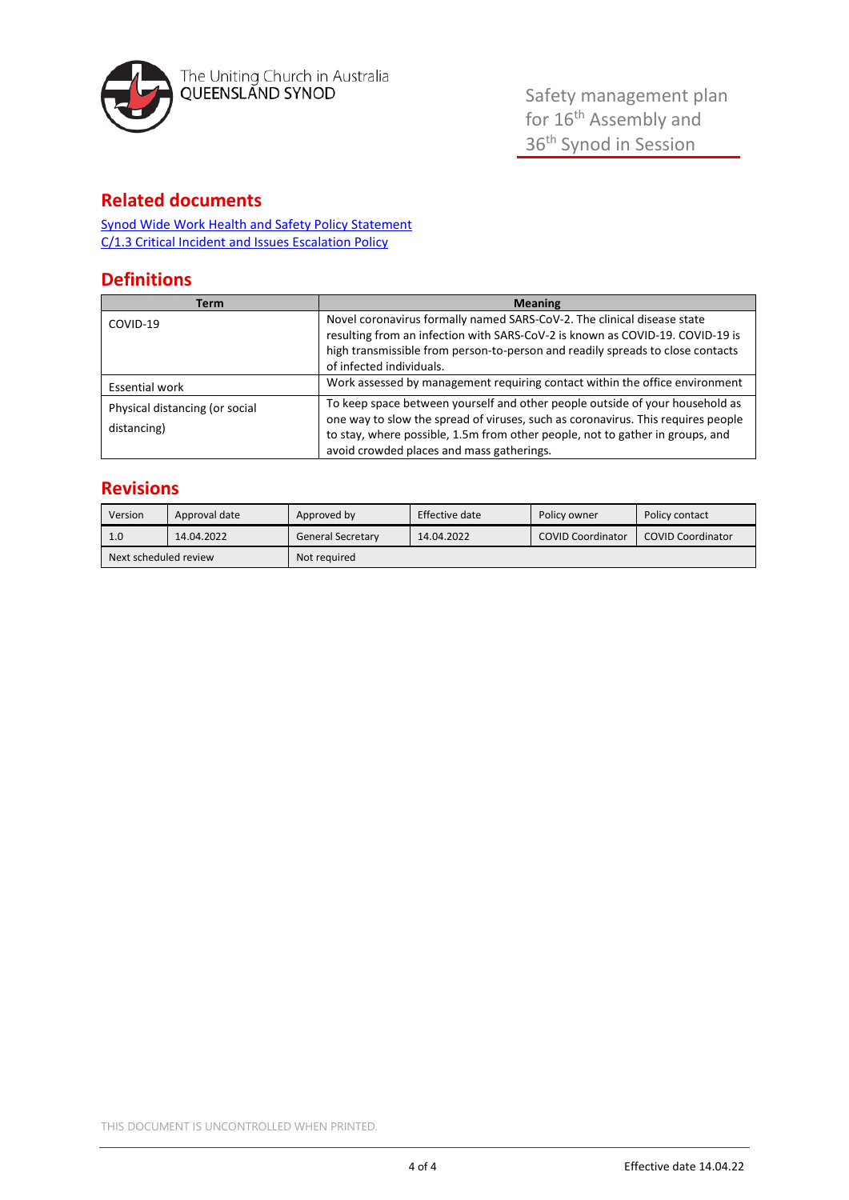## Related documents

[Synod Wide Work Health and Safety Policy Statement](#)
[C/1.3 Critical Incident and Issues Escalation Policy](#)

## Definitions

| Term | Meaning |
|---|---|
| COVID-19 | Novel coronavirus formally named SARS-CoV-2. The clinical disease state resulting from an infection with SARS-CoV-2 is known as COVID-19. COVID-19 is high transmissible from person-to-person and readily spreads to close contacts of infected individuals. |
| Essential work | Work assessed by management requiring contact within the office environment |
| Physical distancing (or social distancing) | To keep space between yourself and other people outside of your household as one way to slow the spread of viruses, such as coronavirus. This requires people to stay, where possible, 1.5m from other people, not to gather in groups, and avoid crowded places and mass gatherings. |

## Revisions

| Version | Approval date | Approved by | Effective date | Policy owner | Policy contact |
|---|---|---|---|---|---|
| 1.0 | 14.04.2022 | General Secretary | 14.04.2022 | COVID Coordinator | COVID Coordinator |
| Next scheduled review | | Not required | | | |

THIS DOCUMENT IS UNCONTROLLED WHEN PRINTED.